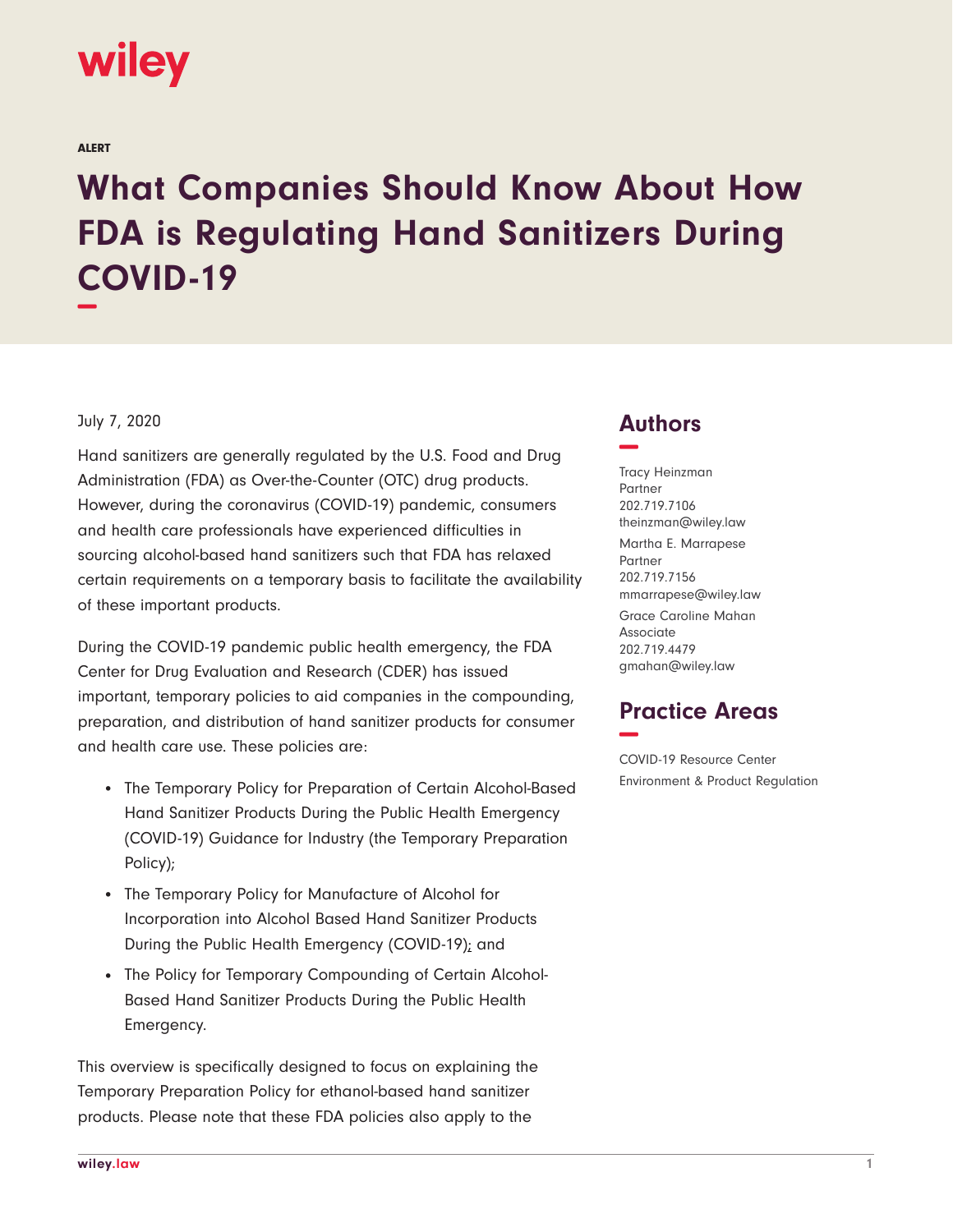wiley

ALERT

# What Companies Should Know About How FDA is Regulating Hand Sanitizers During COVID-19

July 7, 2020

Hand sanitizers are generally regulated by the U.S. Food and Drug Administration (FDA) as Over-the-Counter (OTC) drug products. However, during the coronavirus (COVID-19) pandemic, consumers and health care professionals have experienced difficulties in sourcing alcohol-based hand sanitizers such that FDA has relaxed certain requirements on a temporary basis to facilitate the availability of these important products.

During the COVID-19 pandemic public health emergency, the FDA Center for Drug Evaluation and Research (CDER) has issued important, temporary policies to aid companies in the compounding, preparation, and distribution of hand sanitizer products for consumer and health care use. These policies are:

- The Temporary Policy for Preparation of Certain Alcohol-Based Hand Sanitizer Products During the Public Health Emergency (COVID-19) Guidance for Industry (the Temporary Preparation Policy);
- The Temporary Policy for Manufacture of Alcohol for Incorporation into Alcohol Based Hand Sanitizer Products During the Public Health Emergency (COVID-19); and
- The Policy for Temporary Compounding of Certain Alcohol-Based Hand Sanitizer Products During the Public Health Emergency.

This overview is specifically designed to focus on explaining the Temporary Preparation Policy for ethanol-based hand sanitizer products. Please note that these FDA policies also apply to the

## Authors

Tracy Heinzman
Partner
202.719.7106
theinzman@wiley.law

Martha E. Marrapese
Partner
202.719.7156
mmarrapese@wiley.law

Grace Caroline Mahan
Associate
202.719.4479
gmahan@wiley.law

## Practice Areas

COVID-19 Resource Center
Environment & Product Regulation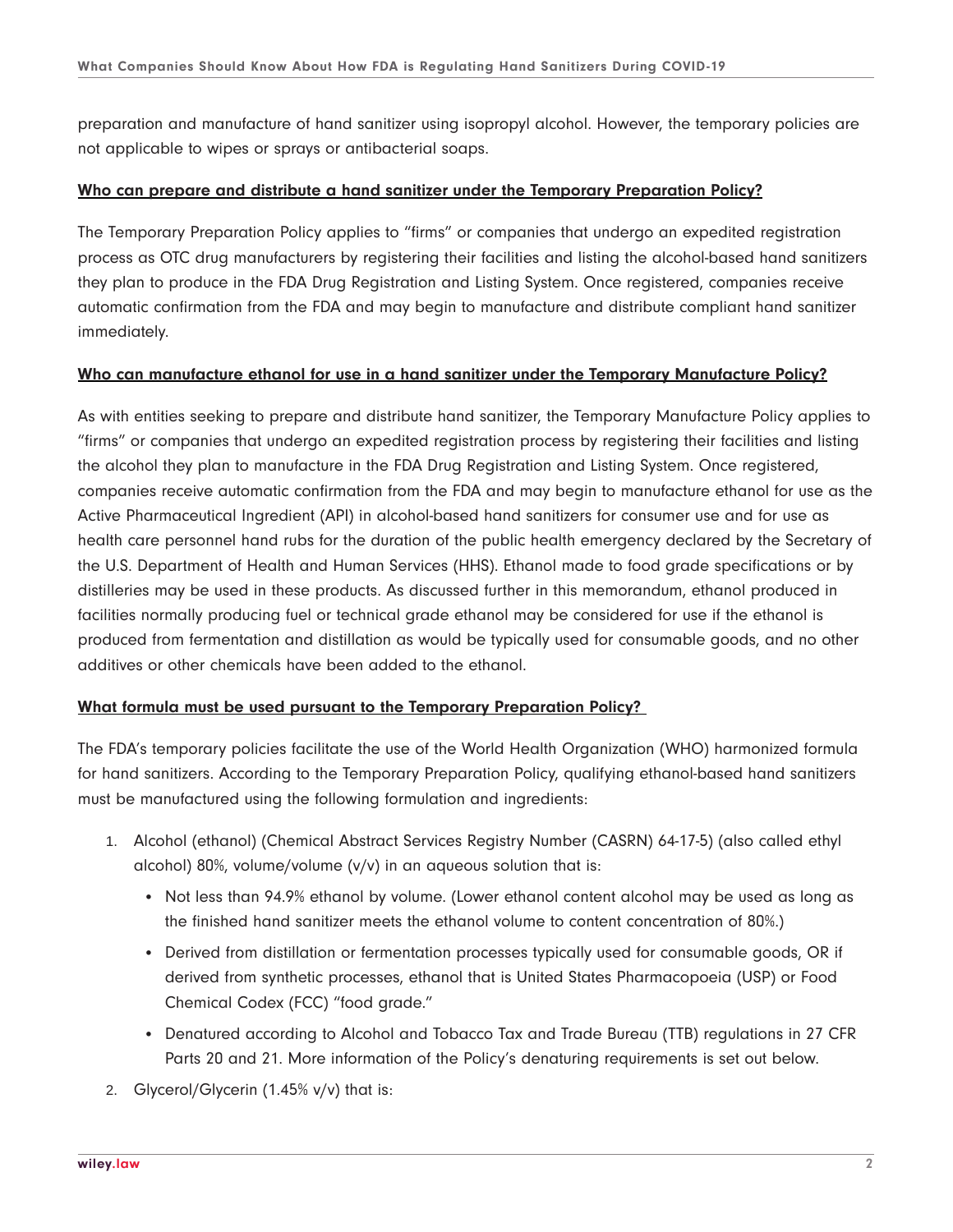preparation and manufacture of hand sanitizer using isopropyl alcohol. However, the temporary policies are not applicable to wipes or sprays or antibacterial soaps.

**Who can prepare and distribute a hand sanitizer under the Temporary Preparation Policy?**

The Temporary Preparation Policy applies to "firms" or companies that undergo an expedited registration process as OTC drug manufacturers by registering their facilities and listing the alcohol-based hand sanitizers they plan to produce in the FDA Drug Registration and Listing System. Once registered, companies receive automatic confirmation from the FDA and may begin to manufacture and distribute compliant hand sanitizer immediately.

**Who can manufacture ethanol for use in a hand sanitizer under the Temporary Manufacture Policy?**

As with entities seeking to prepare and distribute hand sanitizer, the Temporary Manufacture Policy applies to "firms" or companies that undergo an expedited registration process by registering their facilities and listing the alcohol they plan to manufacture in the FDA Drug Registration and Listing System. Once registered, companies receive automatic confirmation from the FDA and may begin to manufacture ethanol for use as the Active Pharmaceutical Ingredient (API) in alcohol-based hand sanitizers for consumer use and for use as health care personnel hand rubs for the duration of the public health emergency declared by the Secretary of the U.S. Department of Health and Human Services (HHS). Ethanol made to food grade specifications or by distilleries may be used in these products. As discussed further in this memorandum, ethanol produced in facilities normally producing fuel or technical grade ethanol may be considered for use if the ethanol is produced from fermentation and distillation as would be typically used for consumable goods, and no other additives or other chemicals have been added to the ethanol.

**What formula must be used pursuant to the Temporary Preparation Policy?**

The FDA's temporary policies facilitate the use of the World Health Organization (WHO) harmonized formula for hand sanitizers. According to the Temporary Preparation Policy, qualifying ethanol-based hand sanitizers must be manufactured using the following formulation and ingredients:

1. Alcohol (ethanol) (Chemical Abstract Services Registry Number (CASRN) 64-17-5) (also called ethyl alcohol) 80%, volume/volume (v/v) in an aqueous solution that is:
   - Not less than 94.9% ethanol by volume. (Lower ethanol content alcohol may be used as long as the finished hand sanitizer meets the ethanol volume to content concentration of 80%.)
   - Derived from distillation or fermentation processes typically used for consumable goods, OR if derived from synthetic processes, ethanol that is United States Pharmacopoeia (USP) or Food Chemical Codex (FCC) "food grade."
   - Denatured according to Alcohol and Tobacco Tax and Trade Bureau (TTB) regulations in 27 CFR Parts 20 and 21. More information of the Policy's denaturing requirements is set out below.
2. Glycerol/Glycerin (1.45% v/v) that is: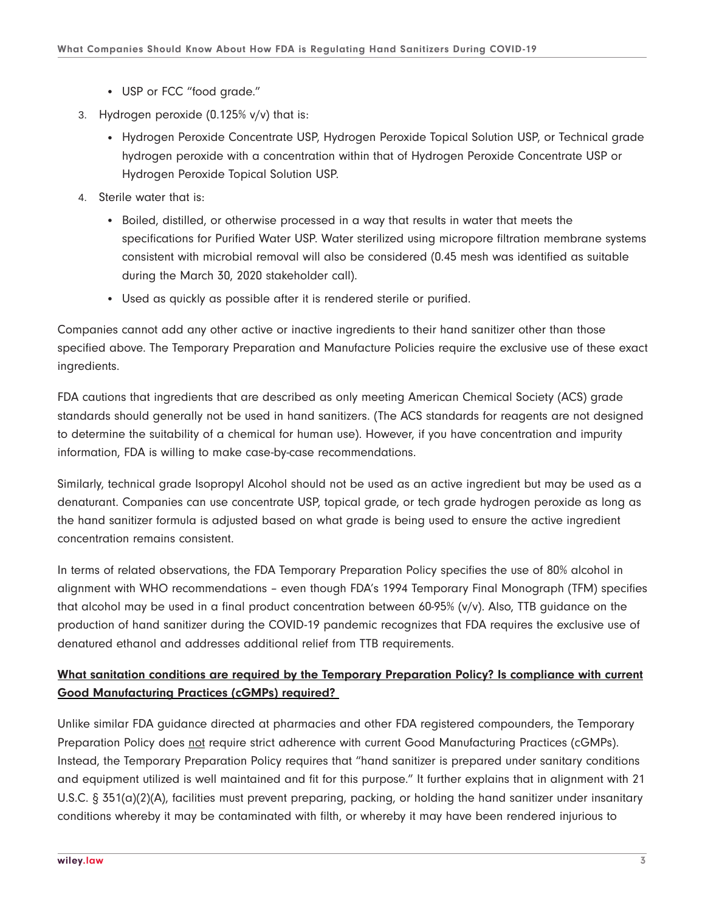- USP or FCC "food grade."

3. Hydrogen peroxide (0.125% v/v) that is:
   - Hydrogen Peroxide Concentrate USP, Hydrogen Peroxide Topical Solution USP, or Technical grade hydrogen peroxide with a concentration within that of Hydrogen Peroxide Concentrate USP or Hydrogen Peroxide Topical Solution USP.
4. Sterile water that is:
   - Boiled, distilled, or otherwise processed in a way that results in water that meets the specifications for Purified Water USP. Water sterilized using micropore filtration membrane systems consistent with microbial removal will also be considered (0.45 mesh was identified as suitable during the March 30, 2020 stakeholder call).
   - Used as quickly as possible after it is rendered sterile or purified.

Companies cannot add any other active or inactive ingredients to their hand sanitizer other than those specified above. The Temporary Preparation and Manufacture Policies require the exclusive use of these exact ingredients.

FDA cautions that ingredients that are described as only meeting American Chemical Society (ACS) grade standards should generally not be used in hand sanitizers. (The ACS standards for reagents are not designed to determine the suitability of a chemical for human use). However, if you have concentration and impurity information, FDA is willing to make case-by-case recommendations.

Similarly, technical grade Isopropyl Alcohol should not be used as an active ingredient but may be used as a denaturant. Companies can use concentrate USP, topical grade, or tech grade hydrogen peroxide as long as the hand sanitizer formula is adjusted based on what grade is being used to ensure the active ingredient concentration remains consistent.

In terms of related observations, the FDA Temporary Preparation Policy specifies the use of 80% alcohol in alignment with WHO recommendations – even though FDA's 1994 Temporary Final Monograph (TFM) specifies that alcohol may be used in a final product concentration between 60-95% (v/v). Also, TTB guidance on the production of hand sanitizer during the COVID-19 pandemic recognizes that FDA requires the exclusive use of denatured ethanol and addresses additional relief from TTB requirements.

**What sanitation conditions are required by the Temporary Preparation Policy? Is compliance with current Good Manufacturing Practices (cGMPs) required?**

Unlike similar FDA guidance directed at pharmacies and other FDA registered compounders, the Temporary Preparation Policy does not require strict adherence with current Good Manufacturing Practices (cGMPs). Instead, the Temporary Preparation Policy requires that "hand sanitizer is prepared under sanitary conditions and equipment utilized is well maintained and fit for this purpose." It further explains that in alignment with 21 U.S.C. § 351(a)(2)(A), facilities must prevent preparing, packing, or holding the hand sanitizer under insanitary conditions whereby it may be contaminated with filth, or whereby it may have been rendered injurious to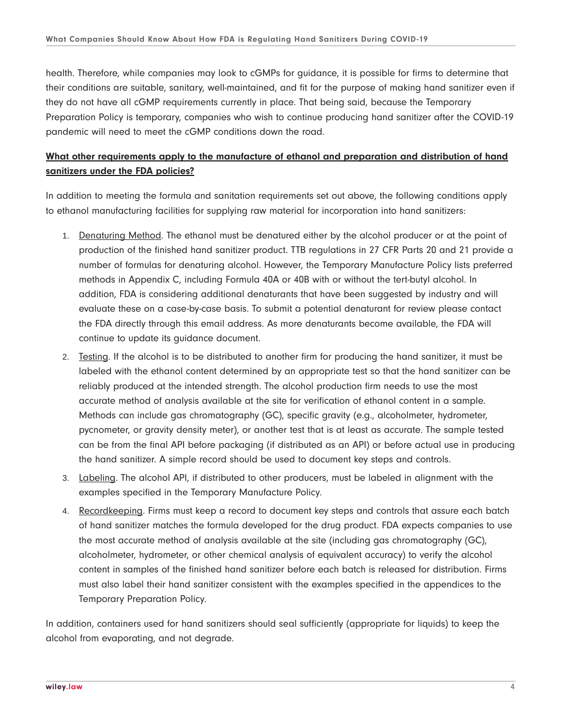health. Therefore, while companies may look to cGMPs for guidance, it is possible for firms to determine that their conditions are suitable, sanitary, well-maintained, and fit for the purpose of making hand sanitizer even if they do not have all cGMP requirements currently in place. That being said, because the Temporary Preparation Policy is temporary, companies who wish to continue producing hand sanitizer after the COVID-19 pandemic will need to meet the cGMP conditions down the road.

**What other requirements apply to the manufacture of ethanol and preparation and distribution of hand sanitizers under the FDA policies?**

In addition to meeting the formula and sanitation requirements set out above, the following conditions apply to ethanol manufacturing facilities for supplying raw material for incorporation into hand sanitizers:

1. Denaturing Method. The ethanol must be denatured either by the alcohol producer or at the point of production of the finished hand sanitizer product. TTB regulations in 27 CFR Parts 20 and 21 provide a number of formulas for denaturing alcohol. However, the Temporary Manufacture Policy lists preferred methods in Appendix C, including Formula 40A or 40B with or without the tert-butyl alcohol. In addition, FDA is considering additional denaturants that have been suggested by industry and will evaluate these on a case-by-case basis. To submit a potential denaturant for review please contact the FDA directly through this email address. As more denaturants become available, the FDA will continue to update its guidance document.
2. Testing. If the alcohol is to be distributed to another firm for producing the hand sanitizer, it must be labeled with the ethanol content determined by an appropriate test so that the hand sanitizer can be reliably produced at the intended strength. The alcohol production firm needs to use the most accurate method of analysis available at the site for verification of ethanol content in a sample. Methods can include gas chromatography (GC), specific gravity (e.g., alcoholmeter, hydrometer, pycnometer, or gravity density meter), or another test that is at least as accurate. The sample tested can be from the final API before packaging (if distributed as an API) or before actual use in producing the hand sanitizer. A simple record should be used to document key steps and controls.
3. Labeling. The alcohol API, if distributed to other producers, must be labeled in alignment with the examples specified in the Temporary Manufacture Policy.
4. Recordkeeping. Firms must keep a record to document key steps and controls that assure each batch of hand sanitizer matches the formula developed for the drug product. FDA expects companies to use the most accurate method of analysis available at the site (including gas chromatography (GC), alcoholmeter, hydrometer, or other chemical analysis of equivalent accuracy) to verify the alcohol content in samples of the finished hand sanitizer before each batch is released for distribution. Firms must also label their hand sanitizer consistent with the examples specified in the appendices to the Temporary Preparation Policy.

In addition, containers used for hand sanitizers should seal sufficiently (appropriate for liquids) to keep the alcohol from evaporating, and not degrade.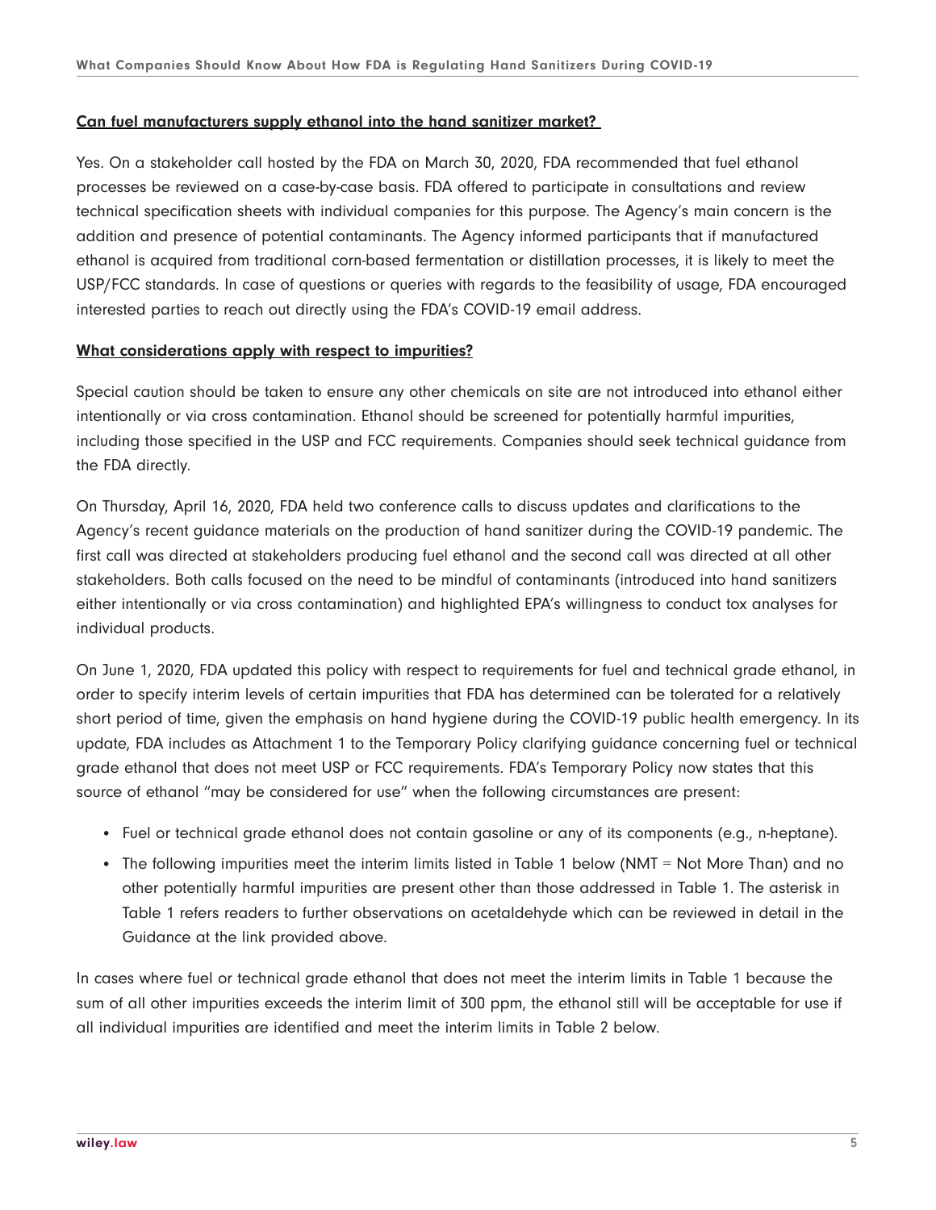**Can fuel manufacturers supply ethanol into the hand sanitizer market?**

Yes. On a stakeholder call hosted by the FDA on March 30, 2020, FDA recommended that fuel ethanol processes be reviewed on a case-by-case basis. FDA offered to participate in consultations and review technical specification sheets with individual companies for this purpose. The Agency's main concern is the addition and presence of potential contaminants. The Agency informed participants that if manufactured ethanol is acquired from traditional corn-based fermentation or distillation processes, it is likely to meet the USP/FCC standards. In case of questions or queries with regards to the feasibility of usage, FDA encouraged interested parties to reach out directly using the FDA's COVID-19 email address.

**What considerations apply with respect to impurities?**

Special caution should be taken to ensure any other chemicals on site are not introduced into ethanol either intentionally or via cross contamination. Ethanol should be screened for potentially harmful impurities, including those specified in the USP and FCC requirements. Companies should seek technical guidance from the FDA directly.

On Thursday, April 16, 2020, FDA held two conference calls to discuss updates and clarifications to the Agency's recent guidance materials on the production of hand sanitizer during the COVID-19 pandemic. The first call was directed at stakeholders producing fuel ethanol and the second call was directed at all other stakeholders. Both calls focused on the need to be mindful of contaminants (introduced into hand sanitizers either intentionally or via cross contamination) and highlighted EPA's willingness to conduct tox analyses for individual products.

On June 1, 2020, FDA updated this policy with respect to requirements for fuel and technical grade ethanol, in order to specify interim levels of certain impurities that FDA has determined can be tolerated for a relatively short period of time, given the emphasis on hand hygiene during the COVID-19 public health emergency. In its update, FDA includes as Attachment 1 to the Temporary Policy clarifying guidance concerning fuel or technical grade ethanol that does not meet USP or FCC requirements. FDA's Temporary Policy now states that this source of ethanol "may be considered for use" when the following circumstances are present:

- Fuel or technical grade ethanol does not contain gasoline or any of its components (e.g., n-heptane).
- The following impurities meet the interim limits listed in Table 1 below (NMT = Not More Than) and no other potentially harmful impurities are present other than those addressed in Table 1. The asterisk in Table 1 refers readers to further observations on acetaldehyde which can be reviewed in detail in the Guidance at the link provided above.

In cases where fuel or technical grade ethanol that does not meet the interim limits in Table 1 because the sum of all other impurities exceeds the interim limit of 300 ppm, the ethanol still will be acceptable for use if all individual impurities are identified and meet the interim limits in Table 2 below.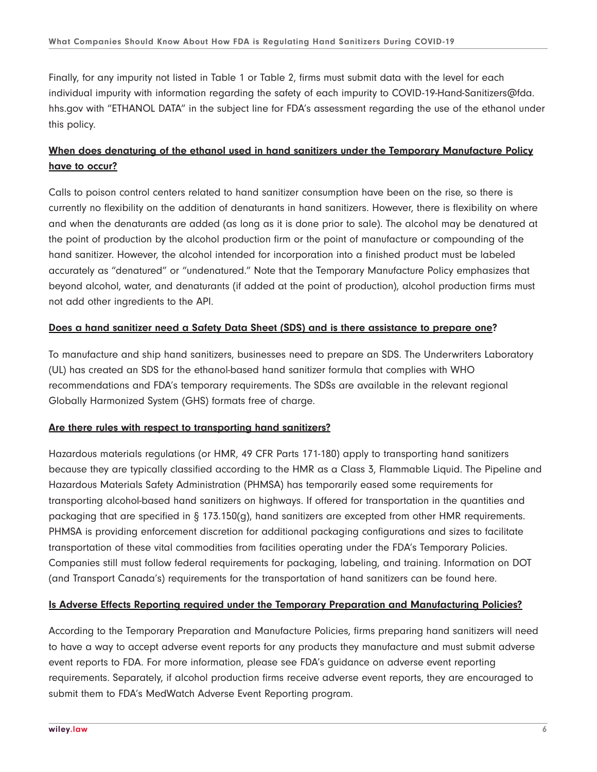Finally, for any impurity not listed in Table 1 or Table 2, firms must submit data with the level for each individual impurity with information regarding the safety of each impurity to COVID-19-Hand-Sanitizers@fda.hhs.gov with "ETHANOL DATA" in the subject line for FDA's assessment regarding the use of the ethanol under this policy.

**When does denaturing of the ethanol used in hand sanitizers under the Temporary Manufacture Policy have to occur?**

Calls to poison control centers related to hand sanitizer consumption have been on the rise, so there is currently no flexibility on the addition of denaturants in hand sanitizers. However, there is flexibility on where and when the denaturants are added (as long as it is done prior to sale). The alcohol may be denatured at the point of production by the alcohol production firm or the point of manufacture or compounding of the hand sanitizer. However, the alcohol intended for incorporation into a finished product must be labeled accurately as "denatured" or "undenatured." Note that the Temporary Manufacture Policy emphasizes that beyond alcohol, water, and denaturants (if added at the point of production), alcohol production firms must not add other ingredients to the API.

**Does a hand sanitizer need a Safety Data Sheet (SDS) and is there assistance to prepare one?**

To manufacture and ship hand sanitizers, businesses need to prepare an SDS. The Underwriters Laboratory (UL) has created an SDS for the ethanol-based hand sanitizer formula that complies with WHO recommendations and FDA's temporary requirements. The SDSs are available in the relevant regional Globally Harmonized System (GHS) formats free of charge.

**Are there rules with respect to transporting hand sanitizers?**

Hazardous materials regulations (or HMR, 49 CFR Parts 171-180) apply to transporting hand sanitizers because they are typically classified according to the HMR as a Class 3, Flammable Liquid. The Pipeline and Hazardous Materials Safety Administration (PHMSA) has temporarily eased some requirements for transporting alcohol-based hand sanitizers on highways. If offered for transportation in the quantities and packaging that are specified in § 173.150(g), hand sanitizers are excepted from other HMR requirements. PHMSA is providing enforcement discretion for additional packaging configurations and sizes to facilitate transportation of these vital commodities from facilities operating under the FDA's Temporary Policies. Companies still must follow federal requirements for packaging, labeling, and training. Information on DOT (and Transport Canada's) requirements for the transportation of hand sanitizers can be found here.

**Is Adverse Effects Reporting required under the Temporary Preparation and Manufacturing Policies?**

According to the Temporary Preparation and Manufacture Policies, firms preparing hand sanitizers will need to have a way to accept adverse event reports for any products they manufacture and must submit adverse event reports to FDA. For more information, please see FDA's guidance on adverse event reporting requirements. Separately, if alcohol production firms receive adverse event reports, they are encouraged to submit them to FDA's MedWatch Adverse Event Reporting program.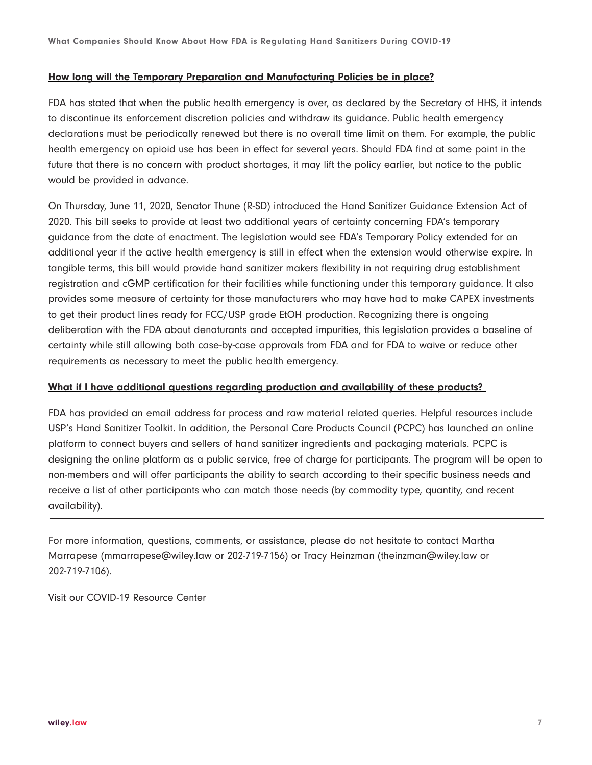**How long will the Temporary Preparation and Manufacturing Policies be in place?**

FDA has stated that when the public health emergency is over, as declared by the Secretary of HHS, it intends to discontinue its enforcement discretion policies and withdraw its guidance. Public health emergency declarations must be periodically renewed but there is no overall time limit on them. For example, the public health emergency on opioid use has been in effect for several years. Should FDA find at some point in the future that there is no concern with product shortages, it may lift the policy earlier, but notice to the public would be provided in advance.

On Thursday, June 11, 2020, Senator Thune (R-SD) introduced the Hand Sanitizer Guidance Extension Act of 2020. This bill seeks to provide at least two additional years of certainty concerning FDA's temporary guidance from the date of enactment. The legislation would see FDA's Temporary Policy extended for an additional year if the active health emergency is still in effect when the extension would otherwise expire. In tangible terms, this bill would provide hand sanitizer makers flexibility in not requiring drug establishment registration and cGMP certification for their facilities while functioning under this temporary guidance. It also provides some measure of certainty for those manufacturers who may have had to make CAPEX investments to get their product lines ready for FCC/USP grade EtOH production. Recognizing there is ongoing deliberation with the FDA about denaturants and accepted impurities, this legislation provides a baseline of certainty while still allowing both case-by-case approvals from FDA and for FDA to waive or reduce other requirements as necessary to meet the public health emergency.

**What if I have additional questions regarding production and availability of these products?**

FDA has provided an email address for process and raw material related queries. Helpful resources include USP's Hand Sanitizer Toolkit. In addition, the Personal Care Products Council (PCPC) has launched an online platform to connect buyers and sellers of hand sanitizer ingredients and packaging materials. PCPC is designing the online platform as a public service, free of charge for participants. The program will be open to non-members and will offer participants the ability to search according to their specific business needs and receive a list of other participants who can match those needs (by commodity type, quantity, and recent availability).

---

For more information, questions, comments, or assistance, please do not hesitate to contact Martha Marrapese (mmarrapese@wiley.law or 202-719-7156) or Tracy Heinzman (theinzman@wiley.law or 202-719-7106).

Visit our COVID-19 Resource Center